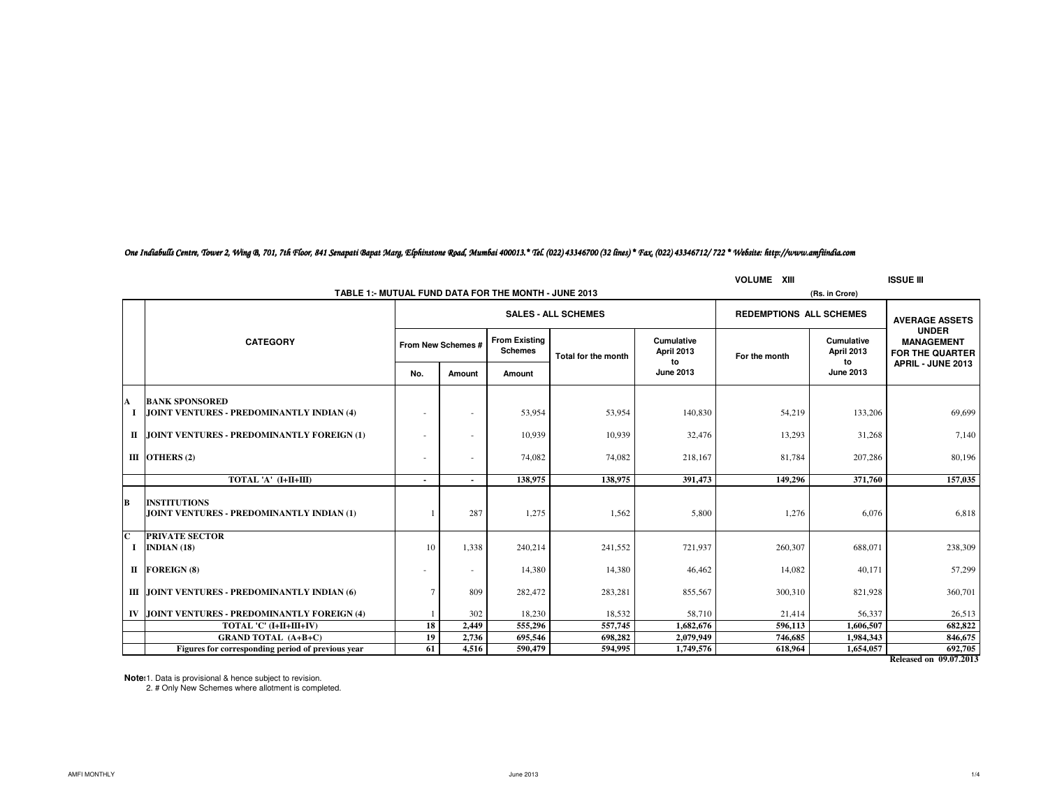*One Indiabulls Centre, Tower 2, Wing B, 701, 7th Floor, 841 Senapati Bapat Marg, Elphinstone Road, Mumbai 400013.* Tel. (022) 43346700 (32 lines) * Fax. (022) 43346712/ 722 * Website: http://www.amfiindia.com*

VOLUME XIII ISSUE III

## TABLE 1:- MUTUAL FUND DATA FOR THE MONTH - JUNE 2013

(Rs. in Crore)

| | CATEGORY | SALES - ALL SCHEMES | | | | | REDEMPTIONS ALL SCHEMES | | AVERAGE ASSETS UNDER MANAGEMENT FOR THE QUARTER APRIL - JUNE 2013 |
|---|---|---|---|---|---|---|---|---|---|
| | | From New Schemes # | | From Existing Schemes | Total for the month | Cumulative April 2013 to June 2013 | For the month | Cumulative April 2013 to June 2013 | |
| | | No. | Amount | Amount | | | | | |
| **A** | **BANK SPONSORED** | | | | | | | | |
| **I** | **JOINT VENTURES - PREDOMINANTLY INDIAN (4)** | - | - | 53,954 | 53,954 | 140,830 | 54,219 | 133,206 | 69,699 |
| **II** | **JOINT VENTURES - PREDOMINANTLY FOREIGN (1)** | - | - | 10,939 | 10,939 | 32,476 | 13,293 | 31,268 | 7,140 |
| **III** | **OTHERS (2)** | - | - | 74,082 | 74,082 | 218,167 | 81,784 | 207,286 | 80,196 |
| | **TOTAL 'A' (I+II+III)** | **-** | **-** | **138,975** | **138,975** | **391,473** | **149,296** | **371,760** | **157,035** |
| **B** | **INSTITUTIONS** | | | | | | | | |
| | **JOINT VENTURES - PREDOMINANTLY INDIAN (1)** | 1 | 287 | 1,275 | 1,562 | 5,800 | 1,276 | 6,076 | 6,818 |
| **C** | **PRIVATE SECTOR** | | | | | | | | |
| **I** | **INDIAN (18)** | 10 | 1,338 | 240,214 | 241,552 | 721,937 | 260,307 | 688,071 | 238,309 |
| **II** | **FOREIGN (8)** | - | - | 14,380 | 14,380 | 46,462 | 14,082 | 40,171 | 57,299 |
| **III** | **JOINT VENTURES - PREDOMINANTLY INDIAN (6)** | 7 | 809 | 282,472 | 283,281 | 855,567 | 300,310 | 821,928 | 360,701 |
| **IV** | **JOINT VENTURES - PREDOMINANTLY FOREIGN (4)** | 1 | 302 | 18,230 | 18,532 | 58,710 | 21,414 | 56,337 | 26,513 |
| | **TOTAL 'C' (I+II+III+IV)** | **18** | **2,449** | **555,296** | **557,745** | **1,682,676** | **596,113** | **1,606,507** | **682,822** |
| | **GRAND TOTAL (A+B+C)** | **19** | **2,736** | **695,546** | **698,282** | **2,079,949** | **746,685** | **1,984,343** | **846,675** |
| | **Figures for corresponding period of previous year** | **61** | **4,516** | **590,479** | **594,995** | **1,749,576** | **618,964** | **1,654,057** | **692,705** |

**Released on 09.07.2013**

**Note:** 1. Data is provisional & hence subject to revision.
2. # Only New Schemes where allotment is completed.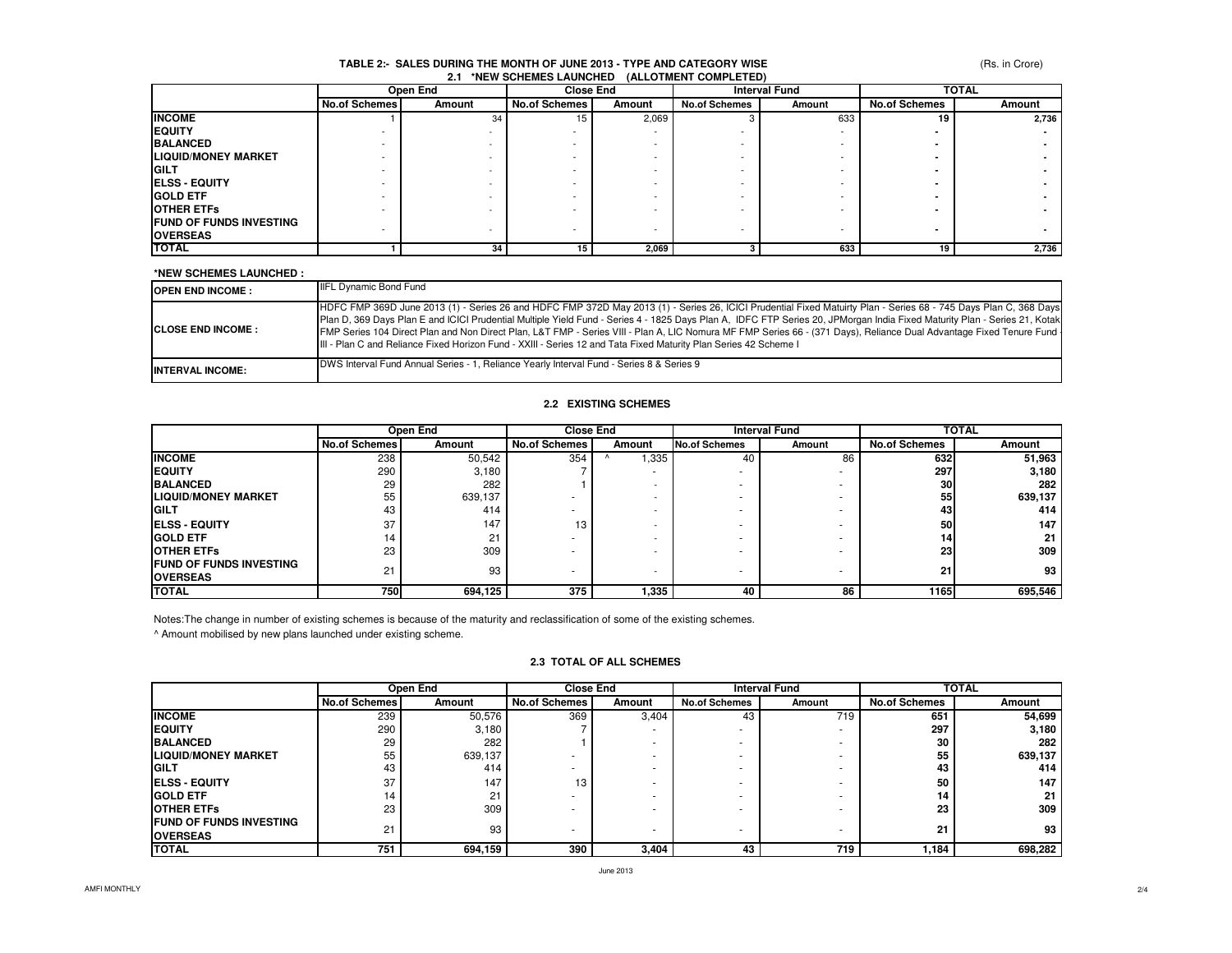## TABLE 2:- SALES DURING THE MONTH OF JUNE 2013 - TYPE AND CATEGORY WISE

(Rs. in Crore)

### 2.1 *NEW SCHEMES LAUNCHED (ALLOTMENT COMPLETED)

| | Open End | | Close End | | Interval Fund | | TOTAL | |
|---|---|---|---|---|---|---|---|---|
| | No.of Schemes | Amount | No.of Schemes | Amount | No.of Schemes | Amount | No.of Schemes | Amount |
| **INCOME** | 1 | 34 | 15 | 2,069 | 3 | 633 | **19** | **2,736** |
| **EQUITY** | - | - | - | - | - | - | **-** | **-** |
| **BALANCED** | - | - | - | - | - | - | **-** | **-** |
| **LIQUID/MONEY MARKET** | - | - | - | - | - | - | **-** | **-** |
| **GILT** | - | - | - | - | - | - | **-** | **-** |
| **ELSS - EQUITY** | - | - | - | - | - | - | **-** | **-** |
| **GOLD ETF** | - | - | - | - | - | - | **-** | **-** |
| **OTHER ETFs** | - | - | - | - | - | - | **-** | **-** |
| **FUND OF FUNDS INVESTING OVERSEAS** | - | - | - | - | - | - | **-** | **-** |
| **TOTAL** | **1** | **34** | **15** | **2,069** | **3** | **633** | **19** | **2,736** |

**\*NEW SCHEMES LAUNCHED :**

| | |
|---|---|
| **OPEN END INCOME :** | IIFL Dynamic Bond Fund |
| **CLOSE END INCOME :** | HDFC FMP 369D June 2013 (1) - Series 26 and HDFC FMP 372D May 2013 (1) - Series 26, ICICI Prudential Fixed Matuirty Plan - Series 68 - 745 Days Plan C, 368 Days Plan D, 369 Days Plan E and ICICI Prudential Multiple Yield Fund - Series 4 - 1825 Days Plan A, IDFC FTP Series 20, JPMorgan India Fixed Maturity Plan - Series 21, Kotak FMP Series 104 Direct Plan and Non Direct Plan, L&T FMP - Series VIII - Plan A, LIC Nomura MF FMP Series 66 - (371 Days), Reliance Dual Advantage Fixed Tenure Fund - III - Plan C and Reliance Fixed Horizon Fund - XXIII - Series 12 and Tata Fixed Maturity Plan Series 42 Scheme I |
| **INTERVAL INCOME:** | DWS Interval Fund Annual Series - 1, Reliance Yearly Interval Fund - Series 8 & Series 9 |

### 2.2 EXISTING SCHEMES

| | Open End | | Close End | | Interval Fund | | TOTAL | |
|---|---|---|---|---|---|---|---|---|
| | No.of Schemes | Amount | No.of Schemes | Amount | No.of Schemes | Amount | No.of Schemes | Amount |
| **INCOME** | 238 | 50,542 | 354 | ^ 1,335 | 40 | 86 | **632** | **51,963** |
| **EQUITY** | 290 | 3,180 | 7 | - | - | - | **297** | **3,180** |
| **BALANCED** | 29 | 282 | 1 | - | - | - | **30** | **282** |
| **LIQUID/MONEY MARKET** | 55 | 639,137 | - | - | - | - | **55** | **639,137** |
| **GILT** | 43 | 414 | - | - | - | - | **43** | **414** |
| **ELSS - EQUITY** | 37 | 147 | 13 | - | - | - | **50** | **147** |
| **GOLD ETF** | 14 | 21 | - | - | - | - | **14** | **21** |
| **OTHER ETFs** | 23 | 309 | - | - | - | - | **23** | **309** |
| **FUND OF FUNDS INVESTING OVERSEAS** | 21 | 93 | - | - | - | - | **21** | **93** |
| **TOTAL** | **750** | **694,125** | **375** | **1,335** | **40** | **86** | **1165** | **695,546** |

Notes:The change in number of existing schemes is because of the maturity and reclassification of some of the existing schemes.

^ Amount mobilised by new plans launched under existing scheme.

### 2.3 TOTAL OF ALL SCHEMES

| | Open End | | Close End | | Interval Fund | | TOTAL | |
|---|---|---|---|---|---|---|---|---|
| | No.of Schemes | Amount | No.of Schemes | Amount | No.of Schemes | Amount | No.of Schemes | Amount |
| **INCOME** | 239 | 50,576 | 369 | 3,404 | 43 | 719 | **651** | **54,699** |
| **EQUITY** | 290 | 3,180 | 7 | - | - | - | **297** | **3,180** |
| **BALANCED** | 29 | 282 | 1 | - | - | - | **30** | **282** |
| **LIQUID/MONEY MARKET** | 55 | 639,137 | - | - | - | - | **55** | **639,137** |
| **GILT** | 43 | 414 | - | - | - | - | **43** | **414** |
| **ELSS - EQUITY** | 37 | 147 | 13 | - | - | - | **50** | **147** |
| **GOLD ETF** | 14 | 21 | - | - | - | - | **14** | **21** |
| **OTHER ETFs** | 23 | 309 | - | - | - | - | **23** | **309** |
| **FUND OF FUNDS INVESTING OVERSEAS** | 21 | 93 | - | - | - | - | **21** | **93** |
| **TOTAL** | **751** | **694,159** | **390** | **3,404** | **43** | **719** | **1,184** | **698,282** |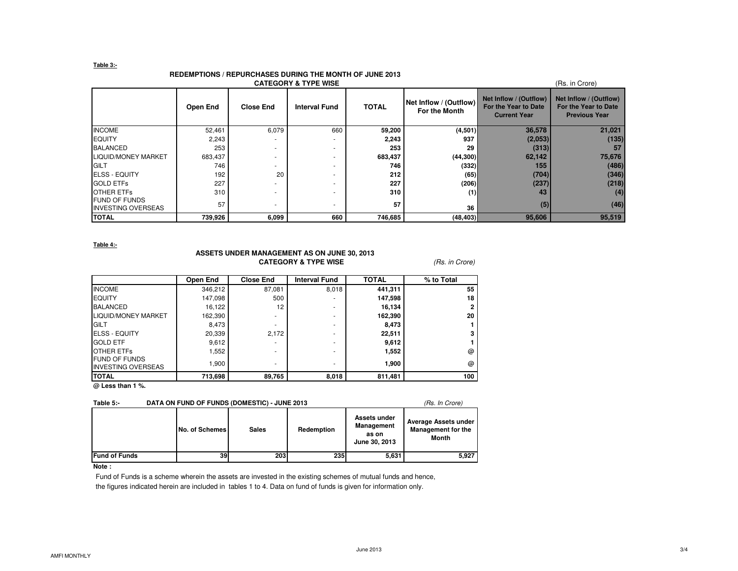**Table 3:-**

### REDEMPTIONS / REPURCHASES DURING THE MONTH OF JUNE 2013
### CATEGORY & TYPE WISE

(Rs. in Crore)

| | Open End | Close End | Interval Fund | TOTAL | Net Inflow / (Outflow) For the Month | Net Inflow / (Outflow) For the Year to Date Current Year | Net Inflow / (Outflow) For the Year to Date Previous Year |
|---|---|---|---|---|---|---|---|
| INCOME | 52,461 | 6,079 | 660 | **59,200** | **(4,501)** | **36,578** | **21,021** |
| EQUITY | 2,243 | - | - | **2,243** | **937** | **(2,053)** | **(135)** |
| BALANCED | 253 | - | - | **253** | **29** | **(313)** | **57** |
| LIQUID/MONEY MARKET | 683,437 | - | - | **683,437** | **(44,300)** | **62,142** | **75,676** |
| GILT | 746 | - | - | **746** | **(332)** | **155** | **(486)** |
| ELSS - EQUITY | 192 | 20 | - | **212** | **(65)** | **(704)** | **(346)** |
| GOLD ETFs | 227 | - | - | **227** | **(206)** | **(237)** | **(218)** |
| OTHER ETFs | 310 | - | - | **310** | **(1)** | **43** | **(4)** |
| FUND OF FUNDS INVESTING OVERSEAS | 57 | - | - | **57** | **36** | **(5)** | **(46)** |
| **TOTAL** | **739,926** | **6,099** | **660** | **746,685** | **(48,403)** | **95,606** | **95,519** |

**Table 4:-**

### ASSETS UNDER MANAGEMENT AS ON JUNE 30, 2013
### CATEGORY & TYPE WISE

*(Rs. in Crore)*

| | Open End | Close End | Interval Fund | TOTAL | % to Total |
|---|---|---|---|---|---|
| INCOME | 346,212 | 87,081 | 8,018 | **441,311** | **55** |
| EQUITY | 147,098 | 500 | - | **147,598** | **18** |
| BALANCED | 16,122 | 12 | - | **16,134** | **2** |
| LIQUID/MONEY MARKET | 162,390 | - | - | **162,390** | **20** |
| GILT | 8,473 | - | - | **8,473** | **1** |
| ELSS - EQUITY | 20,339 | 2,172 | - | **22,511** | **3** |
| GOLD ETF | 9,612 | - | - | **9,612** | **1** |
| OTHER ETFs | 1,552 | - | - | **1,552** | **@** |
| FUND OF FUNDS INVESTING OVERSEAS | 1,900 | - | - | **1,900** | **@** |
| **TOTAL** | **713,698** | **89,765** | **8,018** | **811,481** | **100** |

**@ Less than 1 %.**

**Table 5:- DATA ON FUND OF FUNDS (DOMESTIC) - JUNE 2013**

*(Rs. In Crore)*

| | No. of Schemes | Sales | Redemption | Assets under Management as on June 30, 2013 | Average Assets under Management for the Month |
|---|---|---|---|---|---|
| **Fund of Funds** | **39** | **203** | **235** | **5,631** | **5,927** |

**Note :**

Fund of Funds is a scheme wherein the assets are invested in the existing schemes of mutual funds and hence, the figures indicated herein are included in tables 1 to 4. Data on fund of funds is given for information only.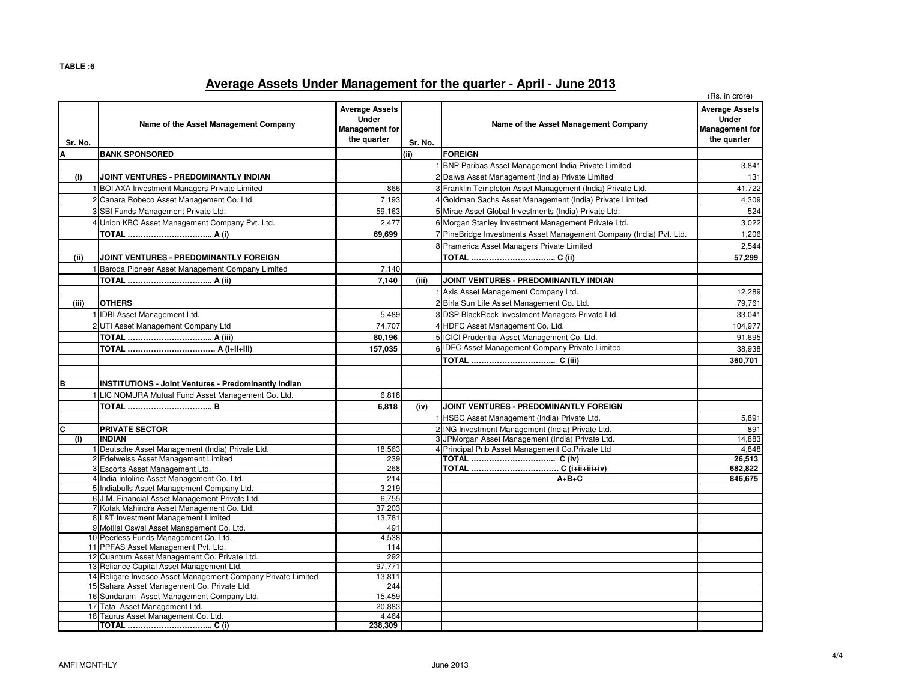**TABLE :6**

## Average Assets Under Management for the quarter - April - June 2013

(Rs. in crore)

| Sr. No. | Name of the Asset Management Company | Average Assets Under Management for the quarter | Sr. No. | Name of the Asset Management Company | Average Assets Under Management for the quarter |
|---|---|---|---|---|---|
| A | **BANK SPONSORED** | | (ii) | **FOREIGN** | |
| | | | 1 | BNP Paribas Asset Management India Private Limited | 3,841 |
| (i) | **JOINT VENTURES - PREDOMINANTLY INDIAN** | | 2 | Daiwa Asset Management (India) Private Limited | 131 |
| 1 | BOI AXA Investment Managers Private Limited | 866 | 3 | Franklin Templeton Asset Management (India) Private Ltd. | 41,722 |
| 2 | Canara Robeco Asset Management Co. Ltd. | 7,193 | 4 | Goldman Sachs Asset Management (India) Private Limited | 4,309 |
| 3 | SBI Funds Management Private Ltd. | 59,163 | 5 | Mirae Asset Global Investments (India) Private Ltd. | 524 |
| 4 | Union KBC Asset Management Company Pvt. Ltd. | 2,477 | 6 | Morgan Stanley Investment Management Private Ltd. | 3,022 |
| | **TOTAL ………………………….. A (i)** | **69,699** | 7 | PineBridge Investments Asset Management Company (India) Pvt. Ltd. | 1,206 |
| | | | 8 | Pramerica Asset Managers Private Limited | 2,544 |
| (ii) | **JOINT VENTURES - PREDOMINANTLY FOREIGN** | | | **TOTAL ………………………….. C (ii)** | **57,299** |
| 1 | Baroda Pioneer Asset Management Company Limited | 7,140 | | | |
| | **TOTAL ………………………….. A (ii)** | **7,140** | (iii) | **JOINT VENTURES - PREDOMINANTLY INDIAN** | |
| | | | 1 | Axis Asset Management Company Ltd. | 12,289 |
| (iii) | **OTHERS** | | 2 | Birla Sun Life Asset Management Co. Ltd. | 79,761 |
| 1 | IDBI Asset Management Ltd. | 5,489 | 3 | DSP BlackRock Investment Managers Private Ltd. | 33,041 |
| 2 | UTI Asset Management Company Ltd | 74,707 | 4 | HDFC Asset Management Co. Ltd. | 104,977 |
| | **TOTAL ………………………….. A (iii)** | **80,196** | 5 | ICICI Prudential Asset Management Co. Ltd. | 91,695 |
| | **TOTAL ………………………….. A (i+ii+iii)** | **157,035** | 6 | IDFC Asset Management Company Private Limited | 38,938 |
| | | | | **TOTAL ………………………….. C (iii)** | **360,701** |
| | | | | | |
| B | **INSTITUTIONS - Joint Ventures - Predominantly Indian** | | | | |
| 1 | LIC NOMURA Mutual Fund Asset Management Co. Ltd. | 6,818 | | | |
| | **TOTAL ………………………….. B** | **6,818** | (iv) | **JOINT VENTURES - PREDOMINANTLY FOREIGN** | |
| | | | 1 | HSBC Asset Management (India) Private Ltd. | 5,891 |
| C | **PRIVATE SECTOR** | | 2 | ING Investment Management (India) Private Ltd. | 891 |
| (i) | **INDIAN** | | 3 | JPMorgan Asset Management (India) Private Ltd. | 14,883 |
| 1 | Deutsche Asset Management (India) Private Ltd. | 18,563 | 4 | Principal Pnb Asset Management Co.Private Ltd | 4,848 |
| 2 | Edelweiss Asset Management Limited | 239 | | **TOTAL ………………………….. C (iv)** | **26,513** |
| 3 | Escorts Asset Management Ltd. | 268 | | **TOTAL ………………………….. C (i+ii+iii+iv)** | **682,822** |
| 4 | India Infoline Asset Management Co. Ltd. | 214 | | **A+B+C** | **846,675** |
| 5 | Indiabulls Asset Management Company Ltd. | 3,219 | | | |
| 6 | J.M. Financial Asset Management Private Ltd. | 6,755 | | | |
| 7 | Kotak Mahindra Asset Management Co. Ltd. | 37,203 | | | |
| 8 | L&T Investment Management Limited | 13,781 | | | |
| 9 | Motilal Oswal Asset Management Co. Ltd. | 491 | | | |
| 10 | Peerless Funds Management Co. Ltd. | 4,538 | | | |
| 11 | PPFAS Asset Management Pvt. Ltd. | 114 | | | |
| 12 | Quantum Asset Management Co. Private Ltd. | 292 | | | |
| 13 | Reliance Capital Asset Management Ltd. | 97,771 | | | |
| 14 | Religare Invesco Asset Management Company Private Limited | 13,811 | | | |
| 15 | Sahara Asset Management Co. Private Ltd. | 244 | | | |
| 16 | Sundaram Asset Management Company Ltd. | 15,459 | | | |
| 17 | Tata Asset Management Ltd. | 20,883 | | | |
| 18 | Taurus Asset Management Co. Ltd. | 4,464 | | | |
| | **TOTAL ………………………….. C (i)** | **238,309** | | | |

AMFI MONTHLY June 2013